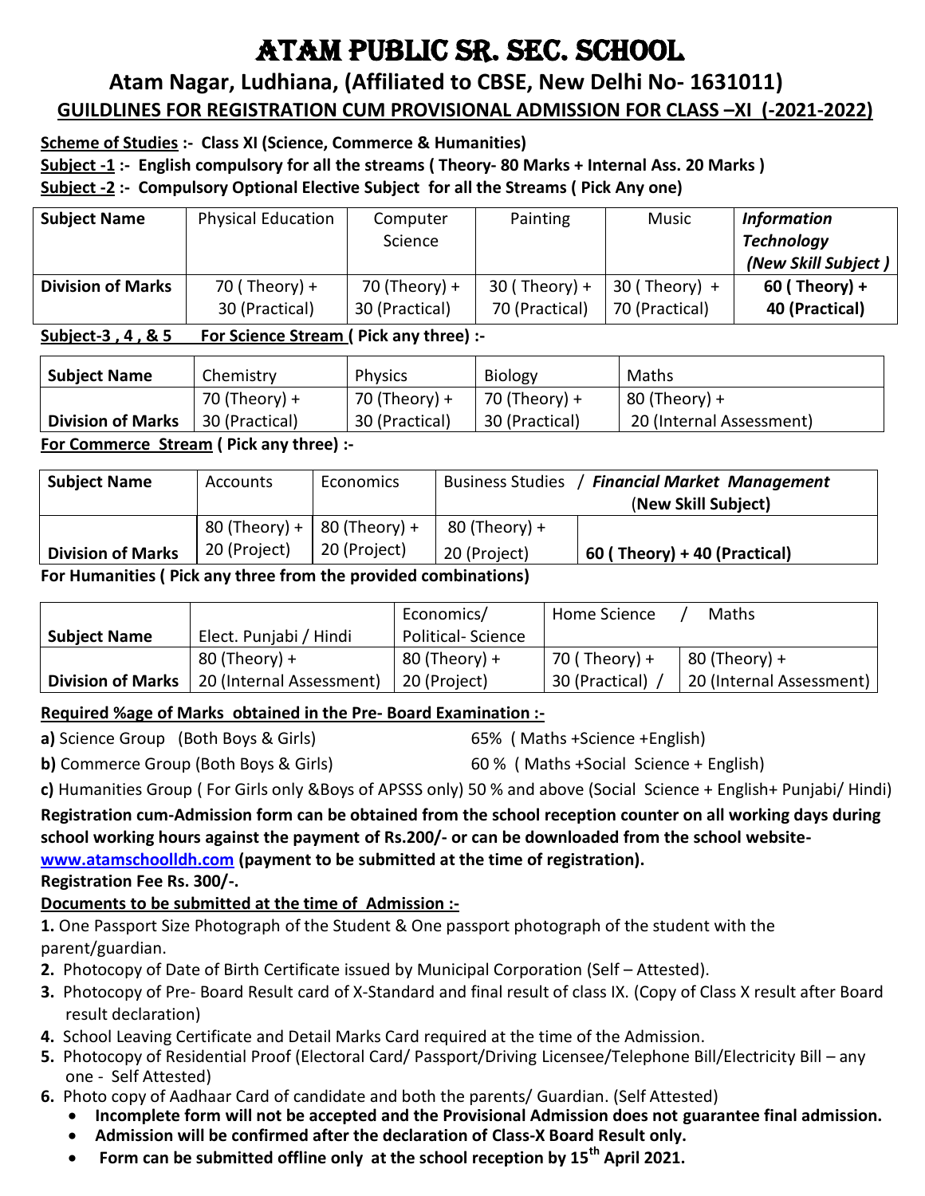# ATAM PUBLIC SR. SEC. SCHOOL

## Atam Nagar, Ludhiana, (Affiliated to CBSE, New Delhi No- 1631011)

### GUILDLINES FOR REGISTRATION CUM PROVISIONAL ADMISSION FOR CLASS –XI (-2021-2022)

**Scheme of Studies :- Class XI (Science, Commerce & Humanities)**

**Subject -1 :- English compulsory for all the streams ( Theory- 80 Marks + Internal Ass. 20 Marks )**

**Subject -2 :- Compulsory Optional Elective Subject for all the Streams ( Pick Any one)**

| **Subject Name** | Physical Education | Computer Science | Painting | Music | ***Information Technology (New Skill Subject )*** |
|---|---|---|---|---|---|
| **Division of Marks** | 70 ( Theory) + 30 (Practical) | 70 (Theory) + 30 (Practical) | 30 ( Theory) + 70 (Practical) | 30 ( Theory) + 70 (Practical) | **60 ( Theory) + 40 (Practical)** |

**Subject-3 , 4 , & 5 For Science Stream ( Pick any three) :-**

| **Subject Name** | Chemistry | Physics | Biology | Maths |
|---|---|---|---|---|
| **Division of Marks** | 70 (Theory) + 30 (Practical) | 70 (Theory) + 30 (Practical) | 70 (Theory) + 30 (Practical) | 80 (Theory) + 20 (Internal Assessment) |

**For Commerce Stream ( Pick any three) :-**

| **Subject Name** | Accounts | Economics | Business Studies / | ***Financial Market Management* (New Skill Subject)** |
|---|---|---|---|---|
| **Division of Marks** | 80 (Theory) + 20 (Project) | 80 (Theory) + 20 (Project) | 80 (Theory) + 20 (Project) | **60 ( Theory) + 40 (Practical)** |

**For Humanities ( Pick any three from the provided combinations)**

| **Subject Name** | Elect. Punjabi / Hindi | Economics/ Political- Science | Home Science / | Maths |
|---|---|---|---|---|
| **Division of Marks** | 80 (Theory) + 20 (Internal Assessment) | 80 (Theory) + 20 (Project) | 70 ( Theory) + 30 (Practical) / | 80 (Theory) + 20 (Internal Assessment) |

**Required %age of Marks obtained in the Pre- Board Examination :-**

**a)** Science Group (Both Boys & Girls) 65% ( Maths +Science +English)

**b)** Commerce Group (Both Boys & Girls) 60 % ( Maths +Social Science + English)

**c)** Humanities Group ( For Girls only &Boys of APSSS only) 50 % and above (Social Science + English+ Punjabi/ Hindi)

**Registration cum-Admission form can be obtained from the school reception counter on all working days during school working hours against the payment of Rs.200/- or can be downloaded from the school website- www.atamschoolldh.com (payment to be submitted at the time of registration).**

**Registration Fee Rs. 300/-.**

**Documents to be submitted at the time of Admission :-**

**1.** One Passport Size Photograph of the Student & One passport photograph of the student with the parent/guardian.

**2.** Photocopy of Date of Birth Certificate issued by Municipal Corporation (Self – Attested).

**3.** Photocopy of Pre- Board Result card of X-Standard and final result of class IX. (Copy of Class X result after Board result declaration)

**4.** School Leaving Certificate and Detail Marks Card required at the time of the Admission.

**5.** Photocopy of Residential Proof (Electoral Card/ Passport/Driving Licensee/Telephone Bill/Electricity Bill – any one - Self Attested)

**6.** Photo copy of Aadhaar Card of candidate and both the parents/ Guardian. (Self Attested)

- **Incomplete form will not be accepted and the Provisional Admission does not guarantee final admission.**
- **Admission will be confirmed after the declaration of Class-X Board Result only.**
- **Form can be submitted offline only at the school reception by 15th April 2021.**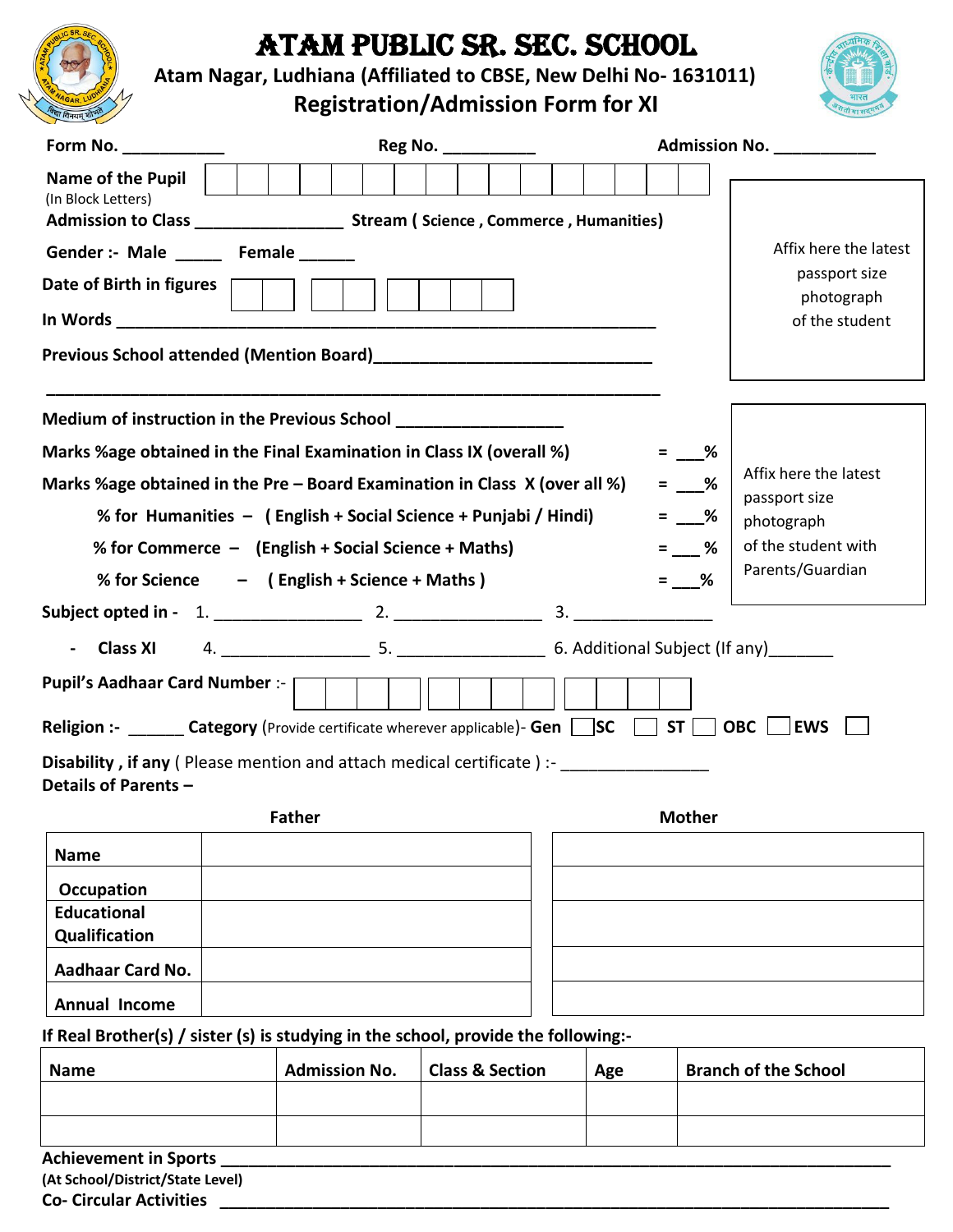# ATAM PUBLIC SR. SEC. SCHOOL

**Atam Nagar, Ludhiana (Affiliated to CBSE, New Delhi No- 1631011)**

## Registration/Admission Form for XI

**Form No.** ___________ **Reg No.** __________ **Admission No.** ___________

**Name of the Pupil** (In Block Letters) | | | | | | | | | | | | | | | | |

Affix here the latest passport size photograph of the student

**Admission to Class** ________________ **Stream ( Science , Commerce , Humanities)**

**Gender :- Male** _____ **Female** ______

**Date of Birth in figures** | | | | | | | | |

**In Words** ____________________________________________________________

**Previous School attended (Mention Board)**______________________________

____________________________________________________________________

**Medium of instruction in the Previous School** __________________

Affix here the latest passport size photograph of the student with Parents/Guardian

**Marks %age obtained in the Final Examination in Class IX (overall %)** = ___%

**Marks %age obtained in the Pre – Board Examination in Class X (over all %)** = ___%

**% for Humanities – ( English + Social Science + Punjabi / Hindi)** = ___%

**% for Commerce – (English + Social Science + Maths)** = ___%

**% for Science – ( English + Science + Maths )** = ___%

**Subject opted in - Class XI** 1. ________________ 2. ________________ 3. _______________

4. ________________ 5. ________________ 6. Additional Subject (If any)_______

**Pupil's Aadhaar Card Number** :- | | | | | | | | | | | | |

**Religion :-** ______ **Category** (Provide certificate wherever applicable)- **Gen** ☐ **SC** ☐ **ST** ☐ **OBC** ☐ **EWS** ☐

**Disability , if any** ( Please mention and attach medical certificate ) :- ________________

**Details of Parents –**

| | Father | Mother |
|---|---|---|
| Name | | |
| Occupation | | |
| Educational Qualification | | |
| Aadhaar Card No. | | |
| Annual Income | | |

**If Real Brother(s) / sister (s) is studying in the school, provide the following:-**

| Name | Admission No. | Class & Section | Age | Branch of the School |
|---|---|---|---|---|
| | | | | |
| | | | | |

**Achievement in Sports** ____________________________________________________________

**(At School/District/State Level)**

**Co- Circular Activities** ____________________________________________________________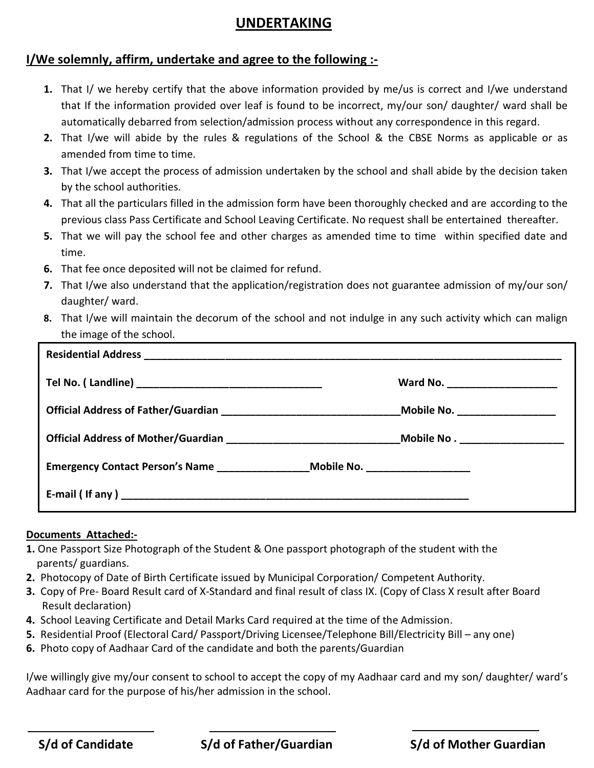# UNDERTAKING

## I/We solemnly, affirm, undertake and agree to the following :-

1. That I/ we hereby certify that the above information provided by me/us is correct and I/we understand that If the information provided over leaf is found to be incorrect, my/our son/ daughter/ ward shall be automatically debarred from selection/admission process without any correspondence in this regard.
2. That I/we will abide by the rules & regulations of the School & the CBSE Norms as applicable or as amended from time to time.
3. That I/we accept the process of admission undertaken by the school and shall abide by the decision taken by the school authorities.
4. That all the particulars filled in the admission form have been thoroughly checked and are according to the previous class Pass Certificate and School Leaving Certificate. No request shall be entertained thereafter.
5. That we will pay the school fee and other charges as amended time to time within specified date and time.
6. That fee once deposited will not be claimed for refund.
7. That I/we also understand that the application/registration does not guarantee admission of my/our son/ daughter/ ward.
8. That I/we will maintain the decorum of the school and not indulge in any such activity which can malign the image of the school.

**Residential Address** ______________________________________________________________________

**Tel No. ( Landline)** ________________________________ **Ward No.** ___________________

**Official Address of Father/Guardian** _______________________________**Mobile No.** _________________

**Official Address of Mother/Guardian** ______________________________**Mobile No .** __________________

**Emergency Contact Person's Name** _______________**Mobile No.** _________________

**E-mail ( If any )** ______________________________________________________________

**Documents Attached:-**

1. One Passport Size Photograph of the Student & One passport photograph of the student with the parents/ guardians.
2. Photocopy of Date of Birth Certificate issued by Municipal Corporation/ Competent Authority.
3. Copy of Pre- Board Result card of X-Standard and final result of class IX. (Copy of Class X result after Board Result declaration)
4. School Leaving Certificate and Detail Marks Card required at the time of the Admission.
5. Residential Proof (Electoral Card/ Passport/Driving Licensee/Telephone Bill/Electricity Bill – any one)
6. Photo copy of Aadhaar Card of the candidate and both the parents/Guardian

I/we willingly give my/our consent to school to accept the copy of my Aadhaar card and my son/ daughter/ ward's Aadhaar card for the purpose of his/her admission in the school.

____________________ ____________________ ____________________

**S/d of Candidate** **S/d of Father/Guardian** **S/d of Mother Guardian**